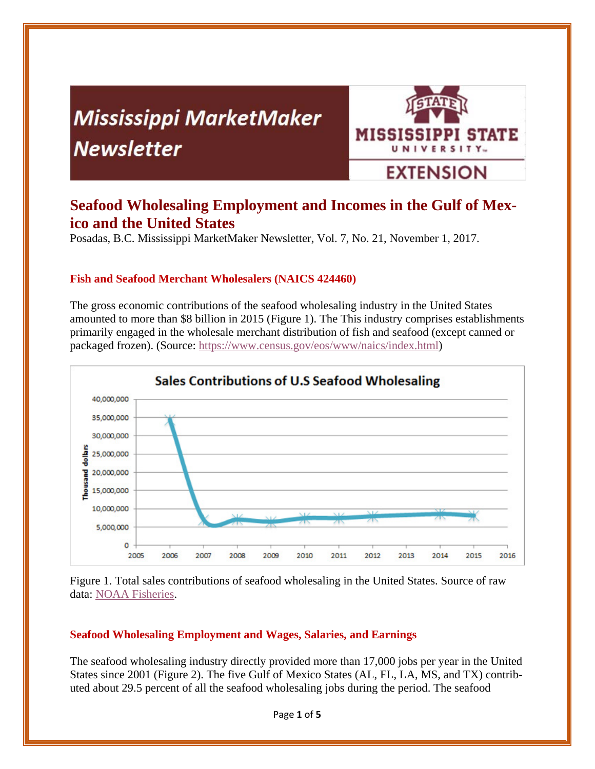# Mississippi MarketMaker Newsletter

MISSISSIPPI STATE UNIVERSITY EXTENSION

## Seafood Wholesaling Employment and Incomes in the Gulf of Mexico and the United States

Posadas, B.C. Mississippi MarketMaker Newsletter, Vol. 7, No. 21, November 1, 2017.

### Fish and Seafood Merchant Wholesalers (NAICS 424460)

The gross economic contributions of the seafood wholesaling industry in the United States amounted to more than $8 billion in 2015 (Figure 1). The This industry comprises establishments primarily engaged in the wholesale merchant distribution of fish and seafood (except canned or packaged frozen). (Source: https://www.census.gov/eos/www/naics/index.html)

Figure 1. Total sales contributions of seafood wholesaling in the United States. Source of raw data: NOAA Fisheries.

### Seafood Wholesaling Employment and Wages, Salaries, and Earnings

The seafood wholesaling industry directly provided more than 17,000 jobs per year in the United States since 2001 (Figure 2). The five Gulf of Mexico States (AL, FL, LA, MS, and TX) contributed about 29.5 percent of all the seafood wholesaling jobs during the period. The seafood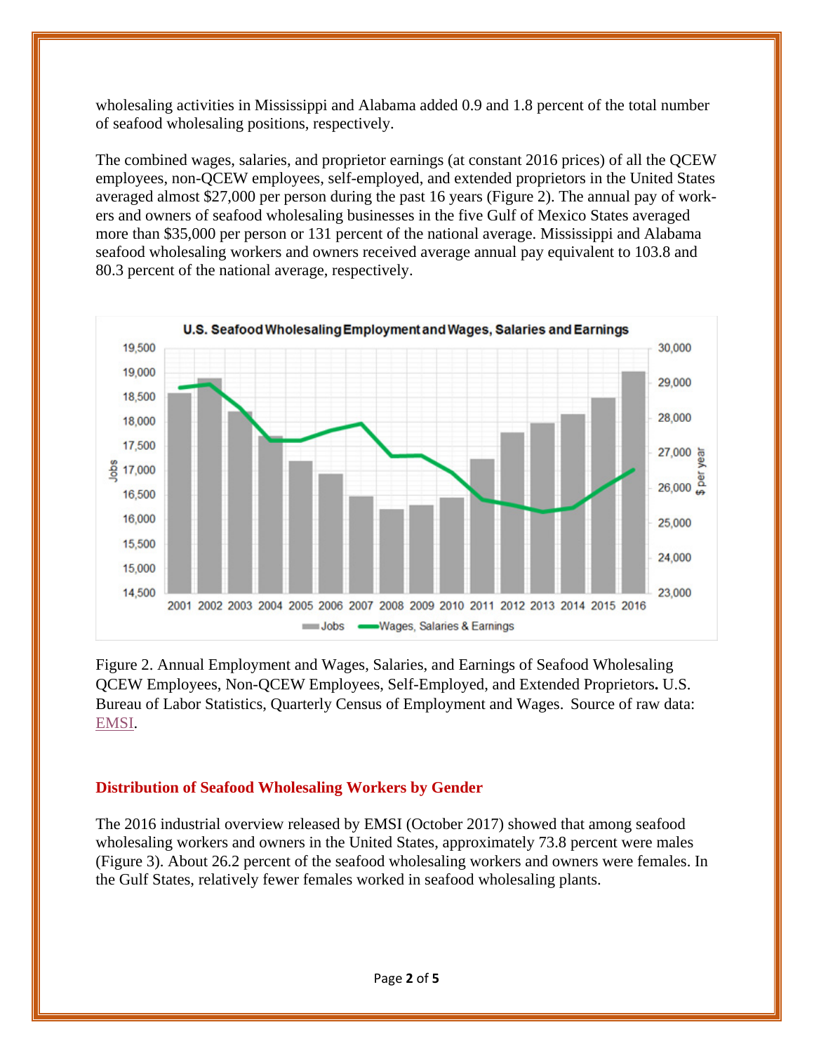wholesaling activities in Mississippi and Alabama added 0.9 and 1.8 percent of the total number of seafood wholesaling positions, respectively.

The combined wages, salaries, and proprietor earnings (at constant 2016 prices) of all the QCEW employees, non-QCEW employees, self-employed, and extended proprietors in the United States averaged almost $27,000 per person during the past 16 years (Figure 2). The annual pay of workers and owners of seafood wholesaling businesses in the five Gulf of Mexico States averaged more than $35,000 per person or 131 percent of the national average. Mississippi and Alabama seafood wholesaling workers and owners received average annual pay equivalent to 103.8 and 80.3 percent of the national average, respectively.

Figure 2. Annual Employment and Wages, Salaries, and Earnings of Seafood Wholesaling QCEW Employees, Non-QCEW Employees, Self-Employed, and Extended Proprietors**.** U.S. Bureau of Labor Statistics, Quarterly Census of Employment and Wages. Source of raw data: EMSI.

## Distribution of Seafood Wholesaling Workers by Gender

The 2016 industrial overview released by EMSI (October 2017) showed that among seafood wholesaling workers and owners in the United States, approximately 73.8 percent were males (Figure 3). About 26.2 percent of the seafood wholesaling workers and owners were females. In the Gulf States, relatively fewer females worked in seafood wholesaling plants.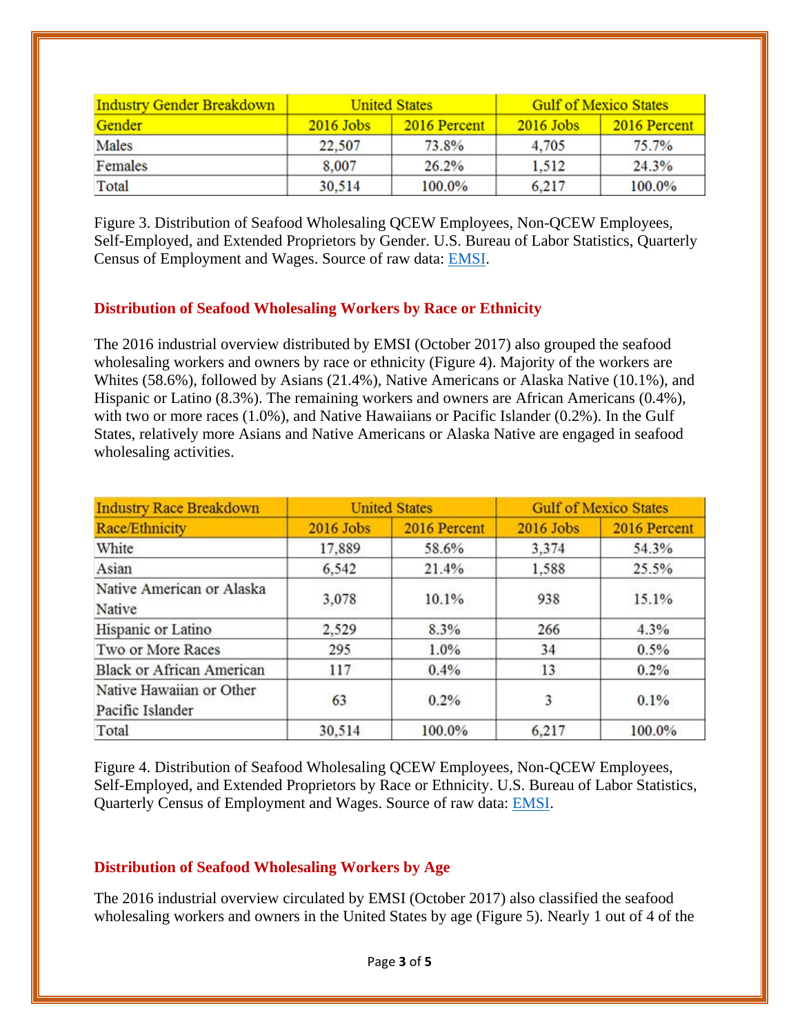| Industry Gender Breakdown | United States | | Gulf of Mexico States | |
|---|---|---|---|---|
| Gender | 2016 Jobs | 2016 Percent | 2016 Jobs | 2016 Percent |
| Males | 22,507 | 73.8% | 4,705 | 75.7% |
| Females | 8,007 | 26.2% | 1,512 | 24.3% |
| Total | 30,514 | 100.0% | 6,217 | 100.0% |

Figure 3. Distribution of Seafood Wholesaling QCEW Employees, Non-QCEW Employees, Self-Employed, and Extended Proprietors by Gender. U.S. Bureau of Labor Statistics, Quarterly Census of Employment and Wages. Source of raw data: EMSI.

### Distribution of Seafood Wholesaling Workers by Race or Ethnicity

The 2016 industrial overview distributed by EMSI (October 2017) also grouped the seafood wholesaling workers and owners by race or ethnicity (Figure 4). Majority of the workers are Whites (58.6%), followed by Asians (21.4%), Native Americans or Alaska Native (10.1%), and Hispanic or Latino (8.3%). The remaining workers and owners are African Americans (0.4%), with two or more races (1.0%), and Native Hawaiians or Pacific Islander (0.2%). In the Gulf States, relatively more Asians and Native Americans or Alaska Native are engaged in seafood wholesaling activities.

| Industry Race Breakdown | United States | | Gulf of Mexico States | |
|---|---|---|---|---|
| Race/Ethnicity | 2016 Jobs | 2016 Percent | 2016 Jobs | 2016 Percent |
| White | 17,889 | 58.6% | 3,374 | 54.3% |
| Asian | 6,542 | 21.4% | 1,588 | 25.5% |
| Native American or Alaska Native | 3,078 | 10.1% | 938 | 15.1% |
| Hispanic or Latino | 2,529 | 8.3% | 266 | 4.3% |
| Two or More Races | 295 | 1.0% | 34 | 0.5% |
| Black or African American | 117 | 0.4% | 13 | 0.2% |
| Native Hawaiian or Other Pacific Islander | 63 | 0.2% | 3 | 0.1% |
| Total | 30,514 | 100.0% | 6,217 | 100.0% |

Figure 4. Distribution of Seafood Wholesaling QCEW Employees, Non-QCEW Employees, Self-Employed, and Extended Proprietors by Race or Ethnicity. U.S. Bureau of Labor Statistics, Quarterly Census of Employment and Wages. Source of raw data: EMSI.

### Distribution of Seafood Wholesaling Workers by Age

The 2016 industrial overview circulated by EMSI (October 2017) also classified the seafood wholesaling workers and owners in the United States by age (Figure 5). Nearly 1 out of 4 of the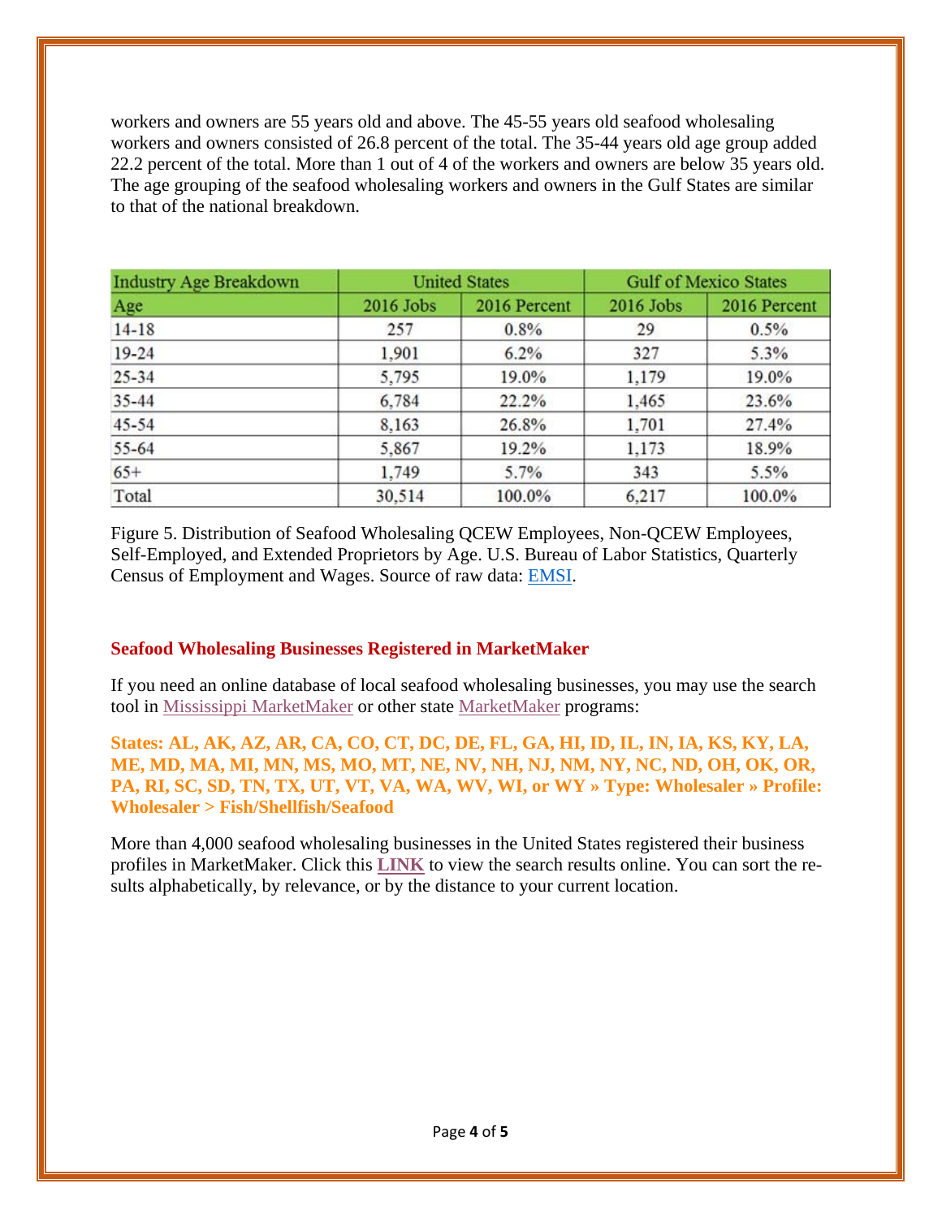workers and owners are 55 years old and above. The 45-55 years old seafood wholesaling workers and owners consisted of 26.8 percent of the total. The 35-44 years old age group added 22.2 percent of the total. More than 1 out of 4 of the workers and owners are below 35 years old. The age grouping of the seafood wholesaling workers and owners in the Gulf States are similar to that of the national breakdown.

| Industry Age Breakdown | United States | | Gulf of Mexico States | |
|---|---|---|---|---|
| Age | 2016 Jobs | 2016 Percent | 2016 Jobs | 2016 Percent |
| 14-18 | 257 | 0.8% | 29 | 0.5% |
| 19-24 | 1,901 | 6.2% | 327 | 5.3% |
| 25-34 | 5,795 | 19.0% | 1,179 | 19.0% |
| 35-44 | 6,784 | 22.2% | 1,465 | 23.6% |
| 45-54 | 8,163 | 26.8% | 1,701 | 27.4% |
| 55-64 | 5,867 | 19.2% | 1,173 | 18.9% |
| 65+ | 1,749 | 5.7% | 343 | 5.5% |
| Total | 30,514 | 100.0% | 6,217 | 100.0% |

Figure 5. Distribution of Seafood Wholesaling QCEW Employees, Non-QCEW Employees, Self-Employed, and Extended Proprietors by Age. U.S. Bureau of Labor Statistics, Quarterly Census of Employment and Wages. Source of raw data: EMSI.

## Seafood Wholesaling Businesses Registered in MarketMaker

If you need an online database of local seafood wholesaling businesses, you may use the search tool in Mississippi MarketMaker or other state MarketMaker programs:

**States: AL, AK, AZ, AR, CA, CO, CT, DC, DE, FL, GA, HI, ID, IL, IN, IA, KS, KY, LA, ME, MD, MA, MI, MN, MS, MO, MT, NE, NV, NH, NJ, NM, NY, NC, ND, OH, OK, OR, PA, RI, SC, SD, TN, TX, UT, VT, VA, WA, WV, WI, or WY » Type: Wholesaler » Profile: Wholesaler > Fish/Shellfish/Seafood**

More than 4,000 seafood wholesaling businesses in the United States registered their business profiles in MarketMaker. Click this **LINK** to view the search results online. You can sort the results alphabetically, by relevance, or by the distance to your current location.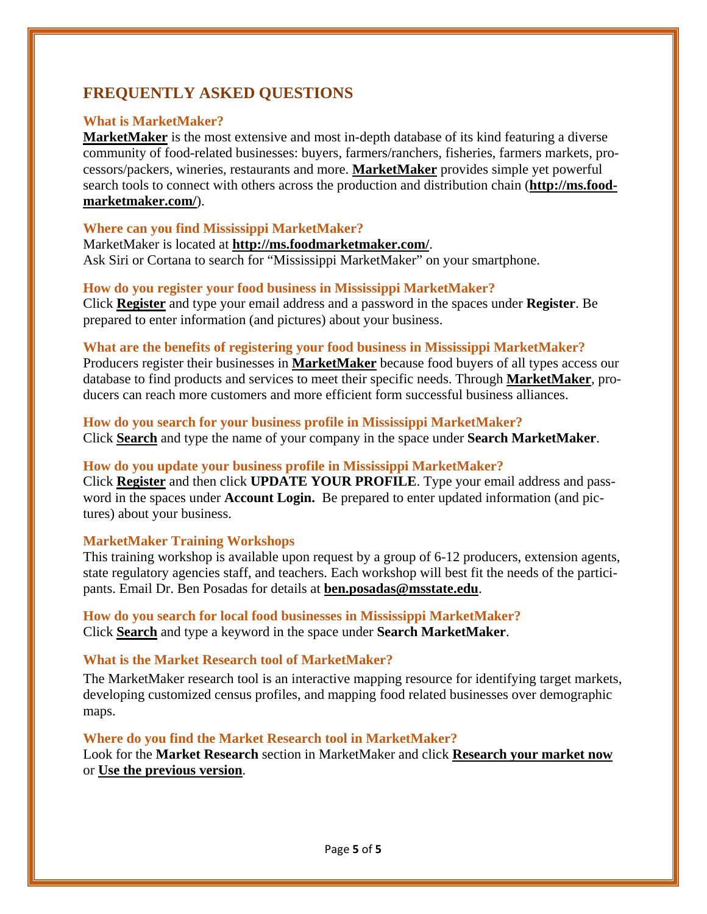## FREQUENTLY ASKED QUESTIONS

### What is MarketMaker?

**MarketMaker** is the most extensive and most in-depth database of its kind featuring a diverse community of food-related businesses: buyers, farmers/ranchers, fisheries, farmers markets, processors/packers, wineries, restaurants and more. **MarketMaker** provides simple yet powerful search tools to connect with others across the production and distribution chain (**http://ms.foodmarketmaker.com/**).

### Where can you find Mississippi MarketMaker?

MarketMaker is located at **http://ms.foodmarketmaker.com/**.
Ask Siri or Cortana to search for "Mississippi MarketMaker" on your smartphone.

### How do you register your food business in Mississippi MarketMaker?

Click **Register** and type your email address and a password in the spaces under **Register**. Be prepared to enter information (and pictures) about your business.

### What are the benefits of registering your food business in Mississippi MarketMaker?

Producers register their businesses in **MarketMaker** because food buyers of all types access our database to find products and services to meet their specific needs. Through **MarketMaker**, producers can reach more customers and more efficient form successful business alliances.

### How do you search for your business profile in Mississippi MarketMaker?

Click **Search** and type the name of your company in the space under **Search MarketMaker**.

### How do you update your business profile in Mississippi MarketMaker?

Click **Register** and then click **UPDATE YOUR PROFILE**. Type your email address and password in the spaces under **Account Login.** Be prepared to enter updated information (and pictures) about your business.

### MarketMaker Training Workshops

This training workshop is available upon request by a group of 6-12 producers, extension agents, state regulatory agencies staff, and teachers. Each workshop will best fit the needs of the participants. Email Dr. Ben Posadas for details at **ben.posadas@msstate.edu**.

### How do you search for local food businesses in Mississippi MarketMaker?

Click **Search** and type a keyword in the space under **Search MarketMaker**.

### What is the Market Research tool of MarketMaker?

The MarketMaker research tool is an interactive mapping resource for identifying target markets, developing customized census profiles, and mapping food related businesses over demographic maps.

### Where do you find the Market Research tool in MarketMaker?

Look for the **Market Research** section in MarketMaker and click **Research your market now** or **Use the previous version**.